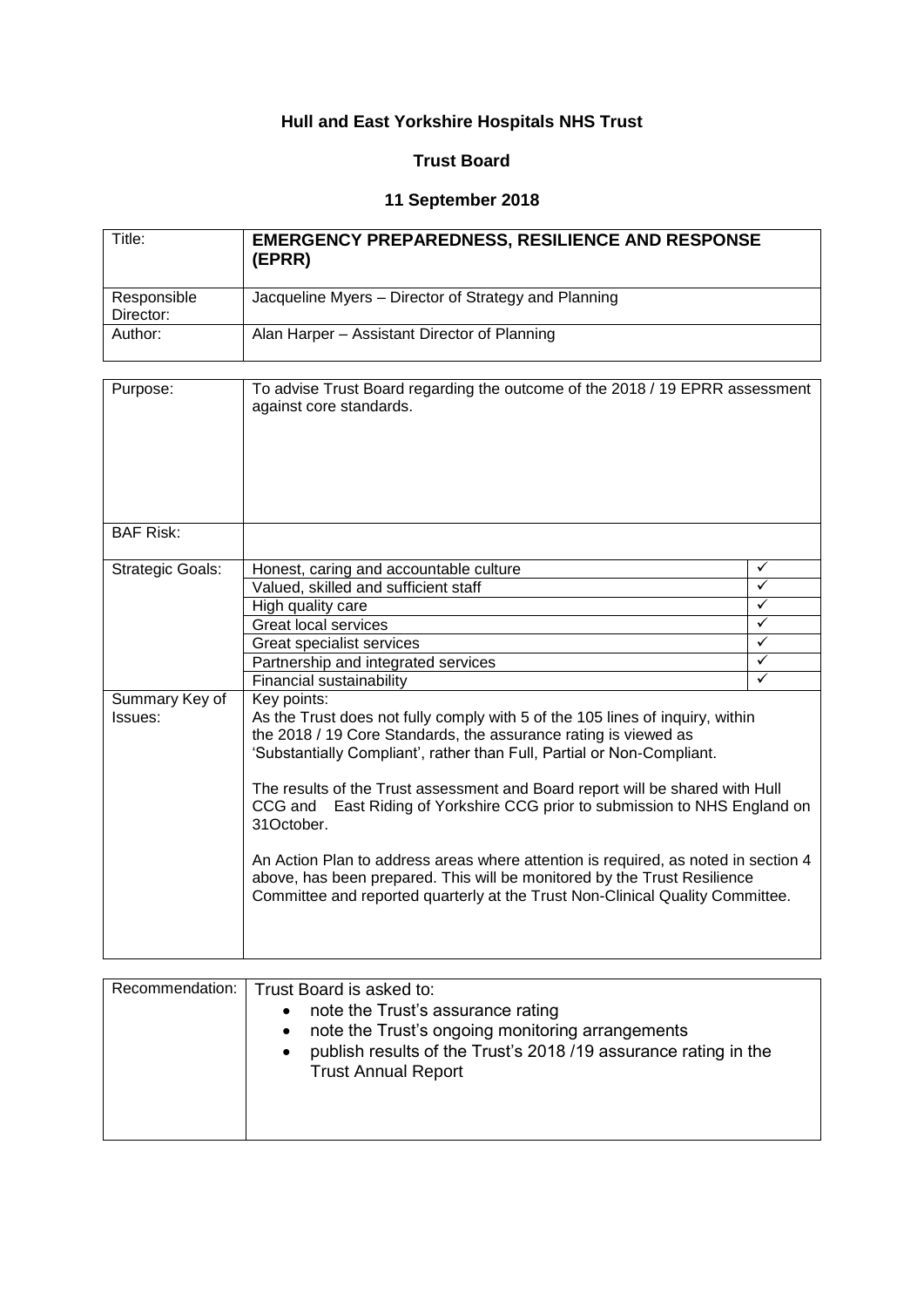**Hull and East Yorkshire Hospitals NHS Trust**

**Trust Board**

**11 September 2018**

| | |
|---|---|
| Title: | **EMERGENCY PREPAREDNESS, RESILIENCE AND RESPONSE (EPRR)** |
| Responsible Director: | Jacqueline Myers – Director of Strategy and Planning |
| Author: | Alan Harper – Assistant Director of Planning |

| | | |
|---|---|---|
| Purpose: | To advise Trust Board regarding the outcome of the 2018 / 19 EPRR assessment against core standards. | |
| BAF Risk: | | |
| Strategic Goals: | Honest, caring and accountable culture | ✓ |
| | Valued, skilled and sufficient staff | ✓ |
| | High quality care | ✓ |
| | Great local services | ✓ |
| | Great specialist services | ✓ |
| | Partnership and integrated services | ✓ |
| | Financial sustainability | ✓ |
| Summary Key of Issues: | Key points:<br>As the Trust does not fully comply with 5 of the 105 lines of inquiry, within the 2018 / 19 Core Standards, the assurance rating is viewed as 'Substantially Compliant', rather than Full, Partial or Non-Compliant.<br><br>The results of the Trust assessment and Board report will be shared with Hull CCG and East Riding of Yorkshire CCG prior to submission to NHS England on 31October.<br><br>An Action Plan to address areas where attention is required, as noted in section 4 above, has been prepared. This will be monitored by the Trust Resilience Committee and reported quarterly at the Trust Non-Clinical Quality Committee. | |

| | |
|---|---|
| Recommendation: | Trust Board is asked to:<br>• note the Trust's assurance rating<br>• note the Trust's ongoing monitoring arrangements<br>• publish results of the Trust's 2018 /19 assurance rating in the Trust Annual Report |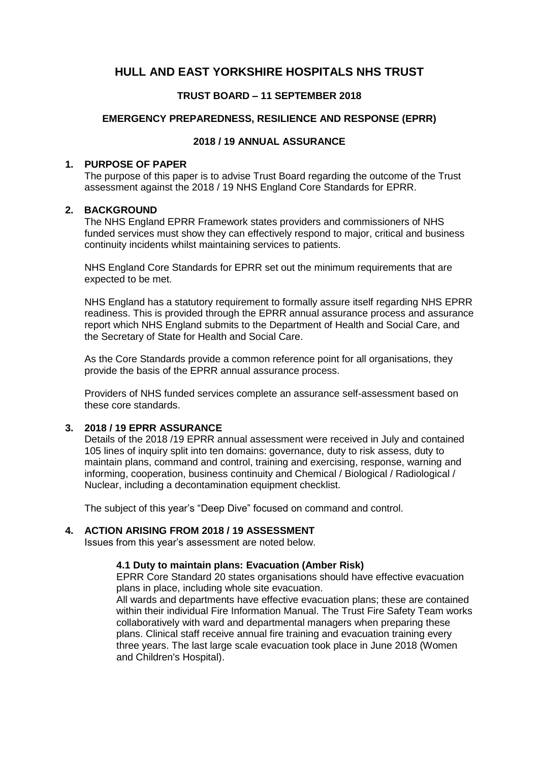# HULL AND EAST YORKSHIRE HOSPITALS NHS TRUST

### TRUST BOARD – 11 SEPTEMBER 2018

### EMERGENCY PREPAREDNESS, RESILIENCE AND RESPONSE (EPRR)

### 2018 / 19 ANNUAL ASSURANCE

## 1. PURPOSE OF PAPER

The purpose of this paper is to advise Trust Board regarding the outcome of the Trust assessment against the 2018 / 19 NHS England Core Standards for EPRR.

## 2. BACKGROUND

The NHS England EPRR Framework states providers and commissioners of NHS funded services must show they can effectively respond to major, critical and business continuity incidents whilst maintaining services to patients.

NHS England Core Standards for EPRR set out the minimum requirements that are expected to be met.

NHS England has a statutory requirement to formally assure itself regarding NHS EPRR readiness. This is provided through the EPRR annual assurance process and assurance report which NHS England submits to the Department of Health and Social Care, and the Secretary of State for Health and Social Care.

As the Core Standards provide a common reference point for all organisations, they provide the basis of the EPRR annual assurance process.

Providers of NHS funded services complete an assurance self-assessment based on these core standards.

## 3. 2018 / 19 EPRR ASSURANCE

Details of the 2018 /19 EPRR annual assessment were received in July and contained 105 lines of inquiry split into ten domains: governance, duty to risk assess, duty to maintain plans, command and control, training and exercising, response, warning and informing, cooperation, business continuity and Chemical / Biological / Radiological / Nuclear, including a decontamination equipment checklist.

The subject of this year's "Deep Dive" focused on command and control.

## 4. ACTION ARISING FROM 2018 / 19 ASSESSMENT

Issues from this year's assessment are noted below.

### 4.1 Duty to maintain plans: Evacuation (Amber Risk)

EPRR Core Standard 20 states organisations should have effective evacuation plans in place, including whole site evacuation.

All wards and departments have effective evacuation plans; these are contained within their individual Fire Information Manual. The Trust Fire Safety Team works collaboratively with ward and departmental managers when preparing these plans. Clinical staff receive annual fire training and evacuation training every three years. The last large scale evacuation took place in June 2018 (Women and Children's Hospital).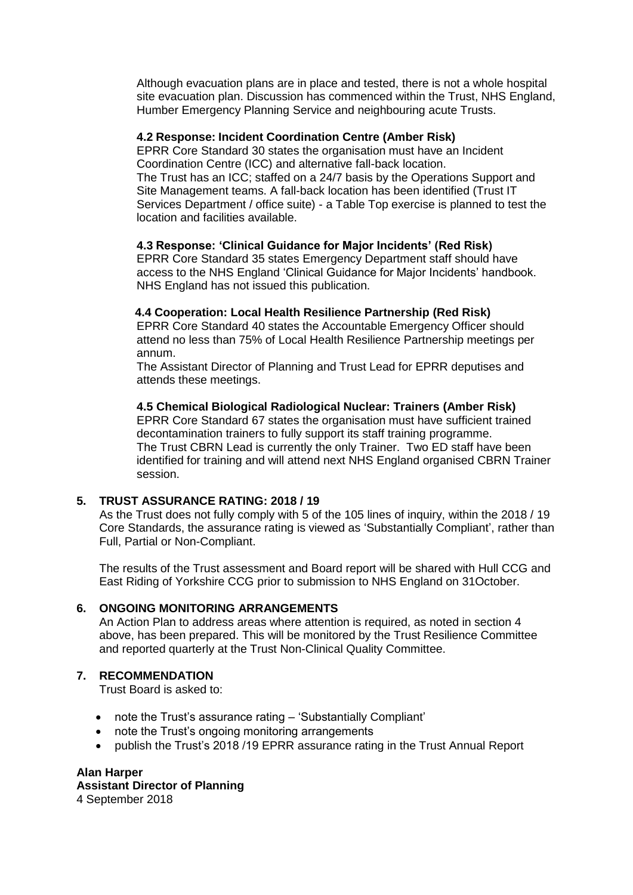Although evacuation plans are in place and tested, there is not a whole hospital site evacuation plan. Discussion has commenced within the Trust, NHS England, Humber Emergency Planning Service and neighbouring acute Trusts.

**4.2 Response: Incident Coordination Centre (Amber Risk)**

EPRR Core Standard 30 states the organisation must have an Incident Coordination Centre (ICC) and alternative fall-back location.
The Trust has an ICC; staffed on a 24/7 basis by the Operations Support and Site Management teams. A fall-back location has been identified (Trust IT Services Department / office suite) - a Table Top exercise is planned to test the location and facilities available.

**4.3 Response: 'Clinical Guidance for Major Incidents' (Red Risk)**

EPRR Core Standard 35 states Emergency Department staff should have access to the NHS England 'Clinical Guidance for Major Incidents' handbook. NHS England has not issued this publication.

**4.4 Cooperation: Local Health Resilience Partnership (Red Risk)**

EPRR Core Standard 40 states the Accountable Emergency Officer should attend no less than 75% of Local Health Resilience Partnership meetings per annum.
The Assistant Director of Planning and Trust Lead for EPRR deputises and attends these meetings.

**4.5 Chemical Biological Radiological Nuclear: Trainers (Amber Risk)**

EPRR Core Standard 67 states the organisation must have sufficient trained decontamination trainers to fully support its staff training programme.
The Trust CBRN Lead is currently the only Trainer. Two ED staff have been identified for training and will attend next NHS England organised CBRN Trainer session.

## 5. TRUST ASSURANCE RATING: 2018 / 19

As the Trust does not fully comply with 5 of the 105 lines of inquiry, within the 2018 / 19 Core Standards, the assurance rating is viewed as 'Substantially Compliant', rather than Full, Partial or Non-Compliant.

The results of the Trust assessment and Board report will be shared with Hull CCG and East Riding of Yorkshire CCG prior to submission to NHS England on 31October.

## 6. ONGOING MONITORING ARRANGEMENTS

An Action Plan to address areas where attention is required, as noted in section 4 above, has been prepared. This will be monitored by the Trust Resilience Committee and reported quarterly at the Trust Non-Clinical Quality Committee.

## 7. RECOMMENDATION

Trust Board is asked to:

- note the Trust's assurance rating – 'Substantially Compliant'
- note the Trust's ongoing monitoring arrangements
- publish the Trust's 2018 /19 EPRR assurance rating in the Trust Annual Report

**Alan Harper**
**Assistant Director of Planning**
4 September 2018